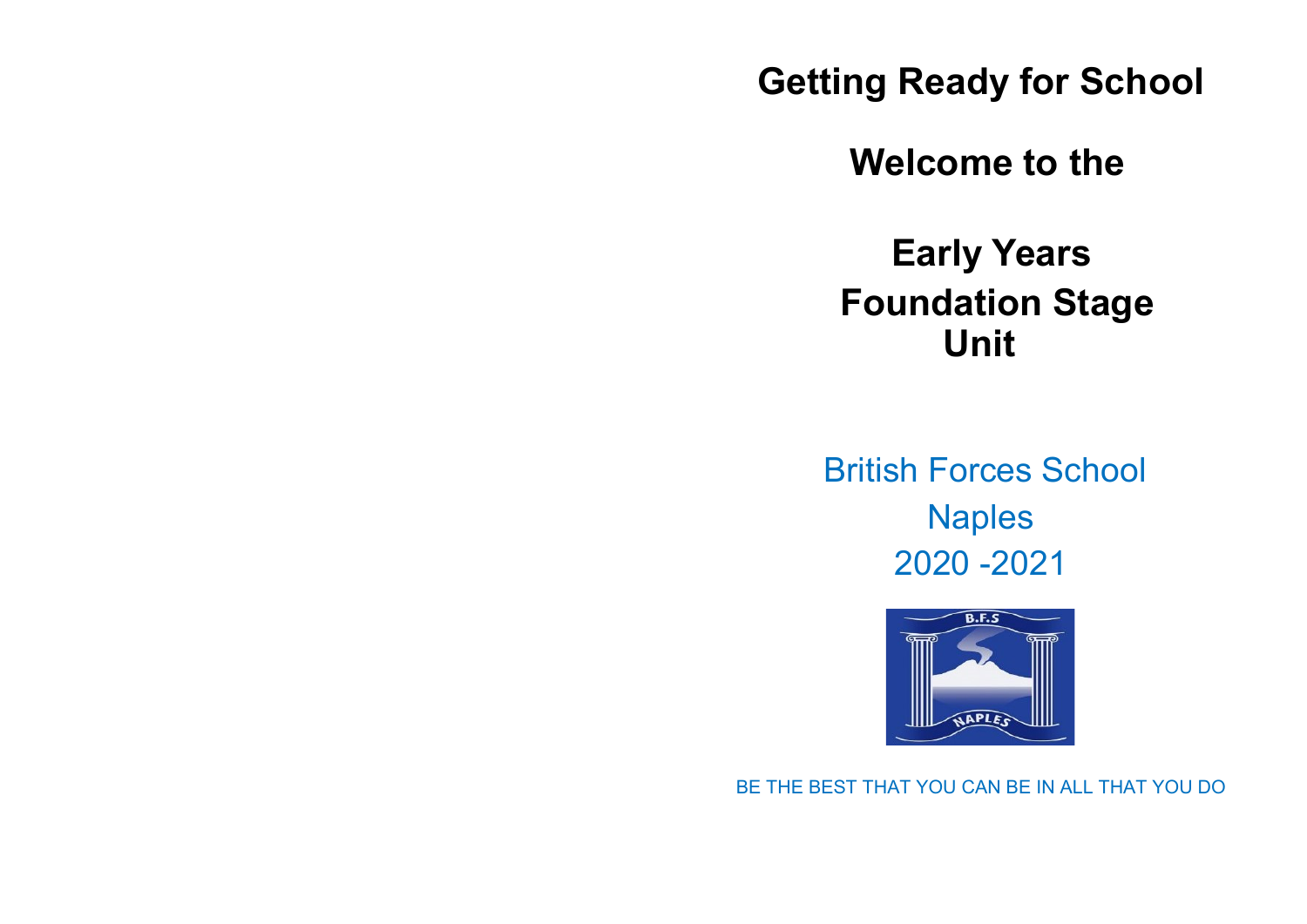# Getting Ready for School

## Welcome to the

## Early Years Foundation Stage Unit

British Forces School
Naples
2020 -2021

BE THE BEST THAT YOU CAN BE IN ALL THAT YOU DO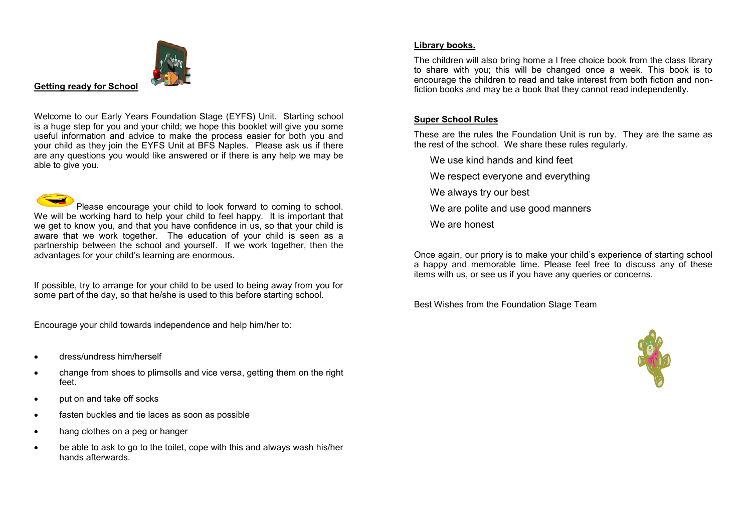## Getting ready for School

Welcome to our Early Years Foundation Stage (EYFS) Unit. Starting school is a huge step for you and your child; we hope this booklet will give you some useful information and advice to make the process easier for both you and your child as they join the EYFS Unit at BFS Naples. Please ask us if there are any questions you would like answered or if there is any help we may be able to give you.

Please encourage your child to look forward to coming to school. We will be working hard to help your child to feel happy. It is important that we get to know you, and that you have confidence in us, so that your child is aware that we work together. The education of your child is seen as a partnership between the school and yourself. If we work together, then the advantages for your child's learning are enormous.

If possible, try to arrange for your child to be used to being away from you for some part of the day, so that he/she is used to this before starting school.

Encourage your child towards independence and help him/her to:

- dress/undress him/herself
- change from shoes to plimsolls and vice versa, getting them on the right feet.
- put on and take off socks
- fasten buckles and tie laces as soon as possible
- hang clothes on a peg or hanger
- be able to ask to go to the toilet, cope with this and always wash his/her hands afterwards.

## Library books.

The children will also bring home a l free choice book from the class library to share with you; this will be changed once a week. This book is to encourage the children to read and take interest from both fiction and non-fiction books and may be a book that they cannot read independently.

## Super School Rules

These are the rules the Foundation Unit is run by. They are the same as the rest of the school. We share these rules regularly.

We use kind hands and kind feet

We respect everyone and everything

We always try our best

We are polite and use good manners

We are honest

Once again, our priory is to make your child's experience of starting school a happy and memorable time. Please feel free to discuss any of these items with us, or see us if you have any queries or concerns.

Best Wishes from the Foundation Stage Team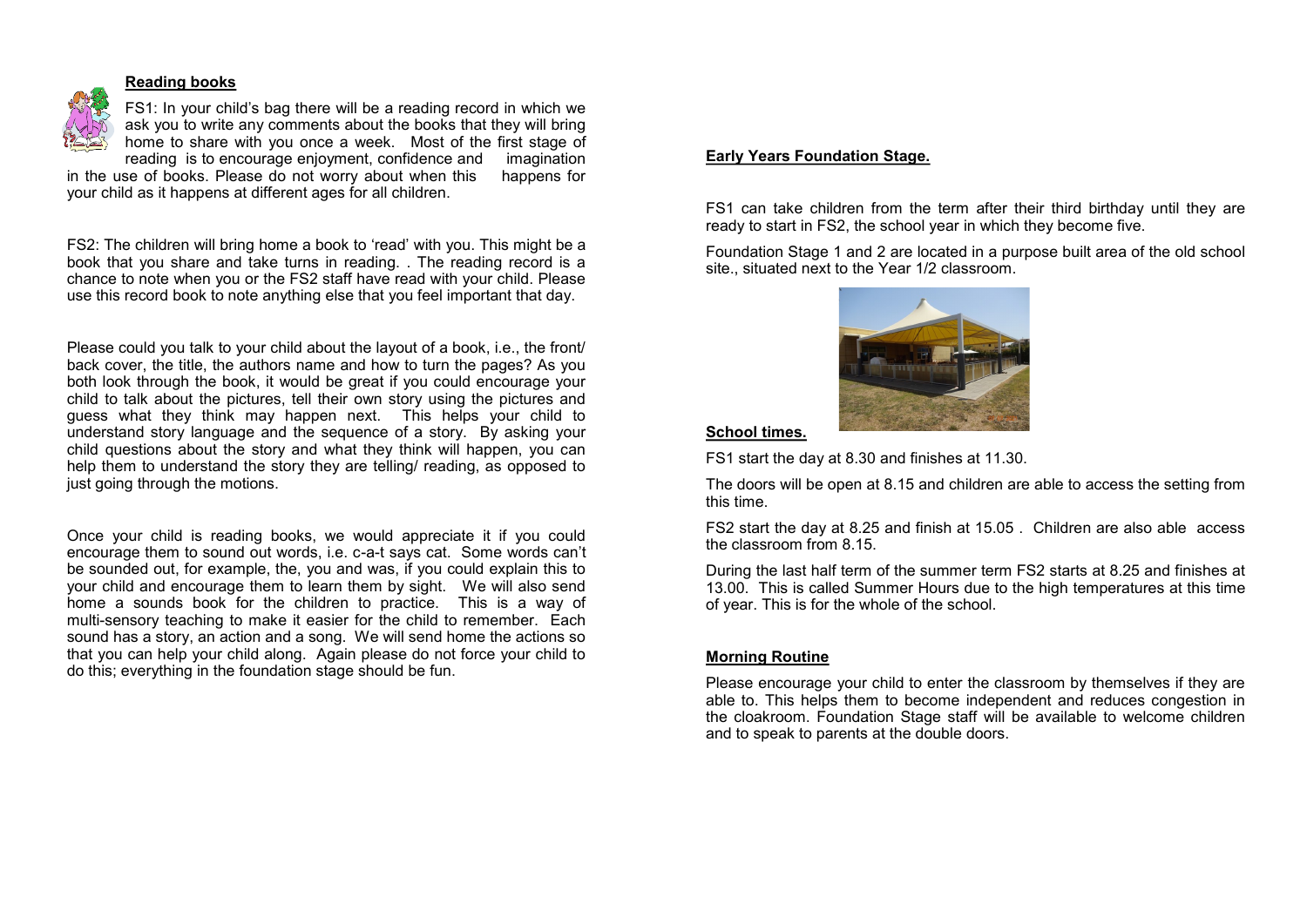**Reading books**

FS1: In your child's bag there will be a reading record in which we ask you to write any comments about the books that they will bring home to share with you once a week. Most of the first stage of reading is to encourage enjoyment, confidence and imagination in the use of books. Please do not worry about when this happens for your child as it happens at different ages for all children.

FS2: The children will bring home a book to 'read' with you. This might be a book that you share and take turns in reading. . The reading record is a chance to note when you or the FS2 staff have read with your child. Please use this record book to note anything else that you feel important that day.

Please could you talk to your child about the layout of a book, i.e., the front/ back cover, the title, the authors name and how to turn the pages? As you both look through the book, it would be great if you could encourage your child to talk about the pictures, tell their own story using the pictures and guess what they think may happen next. This helps your child to understand story language and the sequence of a story. By asking your child questions about the story and what they think will happen, you can help them to understand the story they are telling/ reading, as opposed to just going through the motions.

Once your child is reading books, we would appreciate it if you could encourage them to sound out words, i.e. c-a-t says cat. Some words can't be sounded out, for example, the, you and was, if you could explain this to your child and encourage them to learn them by sight. We will also send home a sounds book for the children to practice. This is a way of multi-sensory teaching to make it easier for the child to remember. Each sound has a story, an action and a song. We will send home the actions so that you can help your child along. Again please do not force your child to do this; everything in the foundation stage should be fun.

**Early Years Foundation Stage.**

FS1 can take children from the term after their third birthday until they are ready to start in FS2, the school year in which they become five.

Foundation Stage 1 and 2 are located in a purpose built area of the old school site., situated next to the Year 1/2 classroom.

**School times.**

FS1 start the day at 8.30 and finishes at 11.30.

The doors will be open at 8.15 and children are able to access the setting from this time.

FS2 start the day at 8.25 and finish at 15.05 . Children are also able access the classroom from 8.15.

During the last half term of the summer term FS2 starts at 8.25 and finishes at 13.00. This is called Summer Hours due to the high temperatures at this time of year. This is for the whole of the school.

**Morning Routine**

Please encourage your child to enter the classroom by themselves if they are able to. This helps them to become independent and reduces congestion in the cloakroom. Foundation Stage staff will be available to welcome children and to speak to parents at the double doors.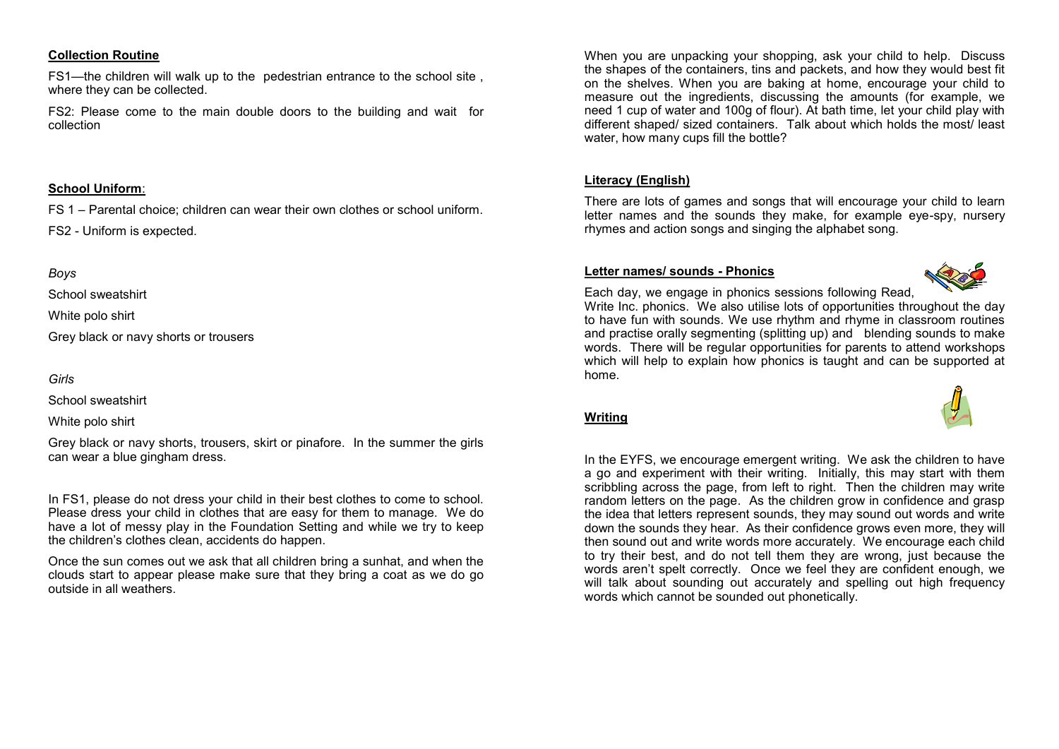**Collection Routine**

FS1—the children will walk up to the pedestrian entrance to the school site , where they can be collected.

FS2: Please come to the main double doors to the building and wait for collection

**School Uniform**:

FS 1 – Parental choice; children can wear their own clothes or school uniform.

FS2 - Uniform is expected.

*Boys*

School sweatshirt

White polo shirt

Grey black or navy shorts or trousers

*Girls*

School sweatshirt

White polo shirt

Grey black or navy shorts, trousers, skirt or pinafore. In the summer the girls can wear a blue gingham dress.

In FS1, please do not dress your child in their best clothes to come to school. Please dress your child in clothes that are easy for them to manage. We do have a lot of messy play in the Foundation Setting and while we try to keep the children's clothes clean, accidents do happen.

Once the sun comes out we ask that all children bring a sunhat, and when the clouds start to appear please make sure that they bring a coat as we do go outside in all weathers.

When you are unpacking your shopping, ask your child to help. Discuss the shapes of the containers, tins and packets, and how they would best fit on the shelves. When you are baking at home, encourage your child to measure out the ingredients, discussing the amounts (for example, we need 1 cup of water and 100g of flour). At bath time, let your child play with different shaped/ sized containers. Talk about which holds the most/ least water, how many cups fill the bottle?

**Literacy (English)**

There are lots of games and songs that will encourage your child to learn letter names and the sounds they make, for example eye-spy, nursery rhymes and action songs and singing the alphabet song.

**Letter names/ sounds - Phonics**

Each day, we engage in phonics sessions following Read, Write Inc. phonics. We also utilise lots of opportunities throughout the day to have fun with sounds. We use rhythm and rhyme in classroom routines and practise orally segmenting (splitting up) and blending sounds to make words. There will be regular opportunities for parents to attend workshops which will help to explain how phonics is taught and can be supported at home.

**Writing**

In the EYFS, we encourage emergent writing. We ask the children to have a go and experiment with their writing. Initially, this may start with them scribbling across the page, from left to right. Then the children may write random letters on the page. As the children grow in confidence and grasp the idea that letters represent sounds, they may sound out words and write down the sounds they hear. As their confidence grows even more, they will then sound out and write words more accurately. We encourage each child to try their best, and do not tell them they are wrong, just because the words aren't spelt correctly. Once we feel they are confident enough, we will talk about sounding out accurately and spelling out high frequency words which cannot be sounded out phonetically.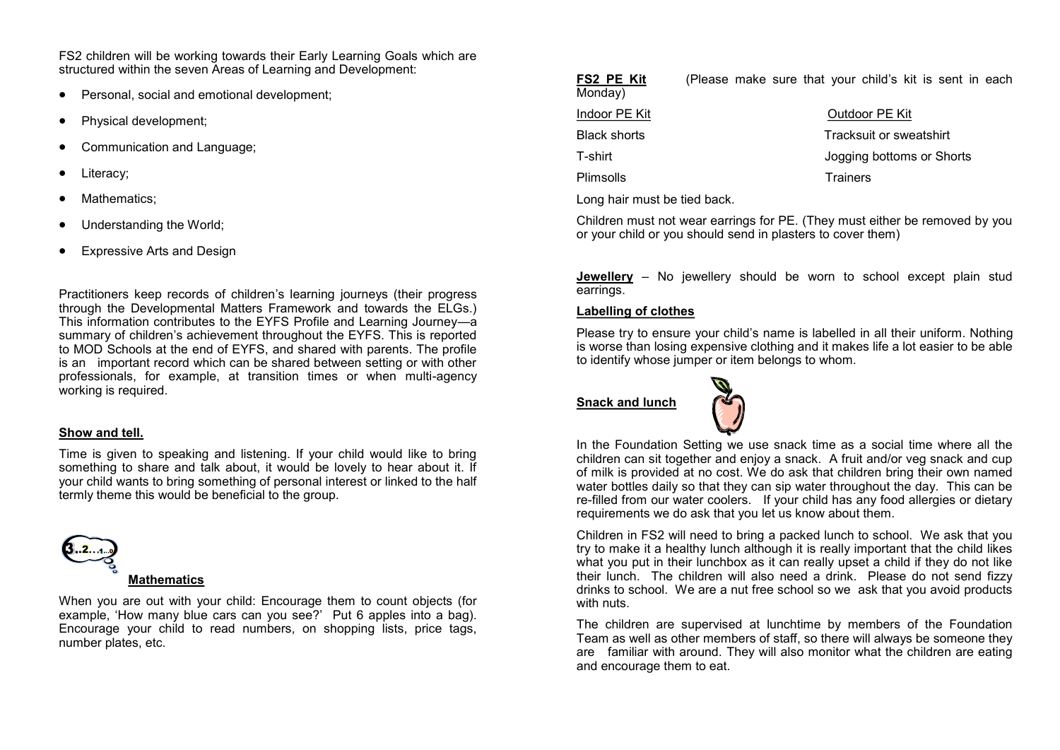FS2 children will be working towards their Early Learning Goals which are structured within the seven Areas of Learning and Development:

- Personal, social and emotional development;
- Physical development;
- Communication and Language;
- Literacy;
- Mathematics;
- Understanding the World;
- Expressive Arts and Design

Practitioners keep records of children's learning journeys (their progress through the Developmental Matters Framework and towards the ELGs.) This information contributes to the EYFS Profile and Learning Journey—a summary of children's achievement throughout the EYFS. This is reported to MOD Schools at the end of EYFS, and shared with parents. The profile is an important record which can be shared between setting or with other professionals, for example, at transition times or when multi-agency working is required.

**Show and tell.**

Time is given to speaking and listening. If your child would like to bring something to share and talk about, it would be lovely to hear about it. If your child wants to bring something of personal interest or linked to the half termly theme this would be beneficial to the group.

**Mathematics**

When you are out with your child: Encourage them to count objects (for example, 'How many blue cars can you see?' Put 6 apples into a bag). Encourage your child to read numbers, on shopping lists, price tags, number plates, etc.

**FS2 PE Kit** (Please make sure that your child's kit is sent in each Monday)

| Indoor PE Kit | Outdoor PE Kit |
|---|---|
| Black shorts | Tracksuit or sweatshirt |
| T-shirt | Jogging bottoms or Shorts |
| Plimsolls | Trainers |

Long hair must be tied back.

Children must not wear earrings for PE. (They must either be removed by you or your child or you should send in plasters to cover them)

**Jewellery** – No jewellery should be worn to school except plain stud earrings.

**Labelling of clothes**

Please try to ensure your child's name is labelled in all their uniform. Nothing is worse than losing expensive clothing and it makes life a lot easier to be able to identify whose jumper or item belongs to whom.

**Snack and lunch**

In the Foundation Setting we use snack time as a social time where all the children can sit together and enjoy a snack. A fruit and/or veg snack and cup of milk is provided at no cost. We do ask that children bring their own named water bottles daily so that they can sip water throughout the day. This can be re-filled from our water coolers. If your child has any food allergies or dietary requirements we do ask that you let us know about them.

Children in FS2 will need to bring a packed lunch to school. We ask that you try to make it a healthy lunch although it is really important that the child likes what you put in their lunchbox as it can really upset a child if they do not like their lunch. The children will also need a drink. Please do not send fizzy drinks to school. We are a nut free school so we ask that you avoid products with nuts.

The children are supervised at lunchtime by members of the Foundation Team as well as other members of staff, so there will always be someone they are familiar with around. They will also monitor what the children are eating and encourage them to eat.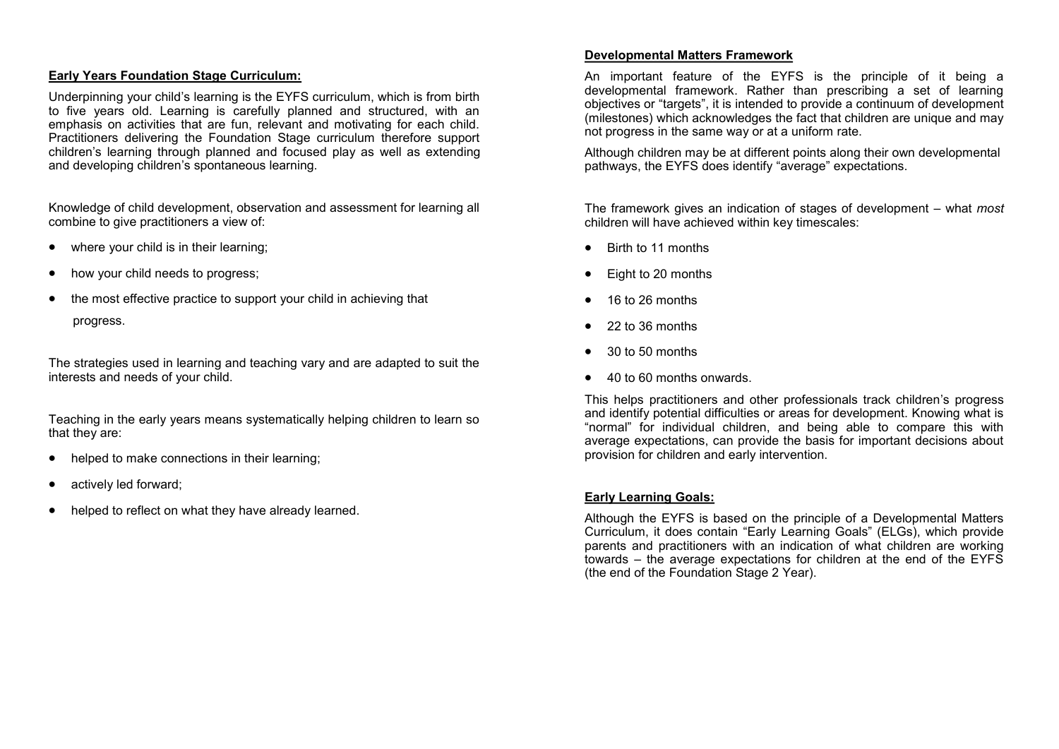## Early Years Foundation Stage Curriculum:

Underpinning your child's learning is the EYFS curriculum, which is from birth to five years old. Learning is carefully planned and structured, with an emphasis on activities that are fun, relevant and motivating for each child. Practitioners delivering the Foundation Stage curriculum therefore support children's learning through planned and focused play as well as extending and developing children's spontaneous learning.

Knowledge of child development, observation and assessment for learning all combine to give practitioners a view of:

- where your child is in their learning;
- how your child needs to progress;
- the most effective practice to support your child in achieving that progress.

The strategies used in learning and teaching vary and are adapted to suit the interests and needs of your child.

Teaching in the early years means systematically helping children to learn so that they are:

- helped to make connections in their learning;
- actively led forward;
- helped to reflect on what they have already learned.

## Developmental Matters Framework

An important feature of the EYFS is the principle of it being a developmental framework. Rather than prescribing a set of learning objectives or "targets", it is intended to provide a continuum of development (milestones) which acknowledges the fact that children are unique and may not progress in the same way or at a uniform rate.

Although children may be at different points along their own developmental pathways, the EYFS does identify "average" expectations.

The framework gives an indication of stages of development – what *most* children will have achieved within key timescales:

- Birth to 11 months
- Eight to 20 months
- 16 to 26 months
- 22 to 36 months
- 30 to 50 months
- 40 to 60 months onwards.

This helps practitioners and other professionals track children's progress and identify potential difficulties or areas for development. Knowing what is "normal" for individual children, and being able to compare this with average expectations, can provide the basis for important decisions about provision for children and early intervention.

## Early Learning Goals:

Although the EYFS is based on the principle of a Developmental Matters Curriculum, it does contain "Early Learning Goals" (ELGs), which provide parents and practitioners with an indication of what children are working towards – the average expectations for children at the end of the EYFS (the end of the Foundation Stage 2 Year).